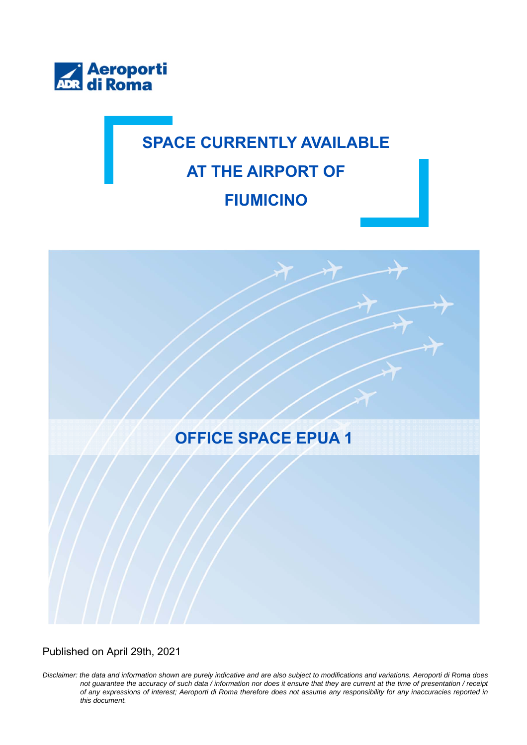Aeroporti di Roma

# SPACE CURRENTLY AVAILABLE AT THE AIRPORT OF FIUMICINO

## OFFICE SPACE EPUA 1

Published on April 29th, 2021

*Disclaimer: the data and information shown are purely indicative and are also subject to modifications and variations. Aeroporti di Roma does not guarantee the accuracy of such data / information nor does it ensure that they are current at the time of presentation / receipt of any expressions of interest; Aeroporti di Roma therefore does not assume any responsibility for any inaccuracies reported in this document.*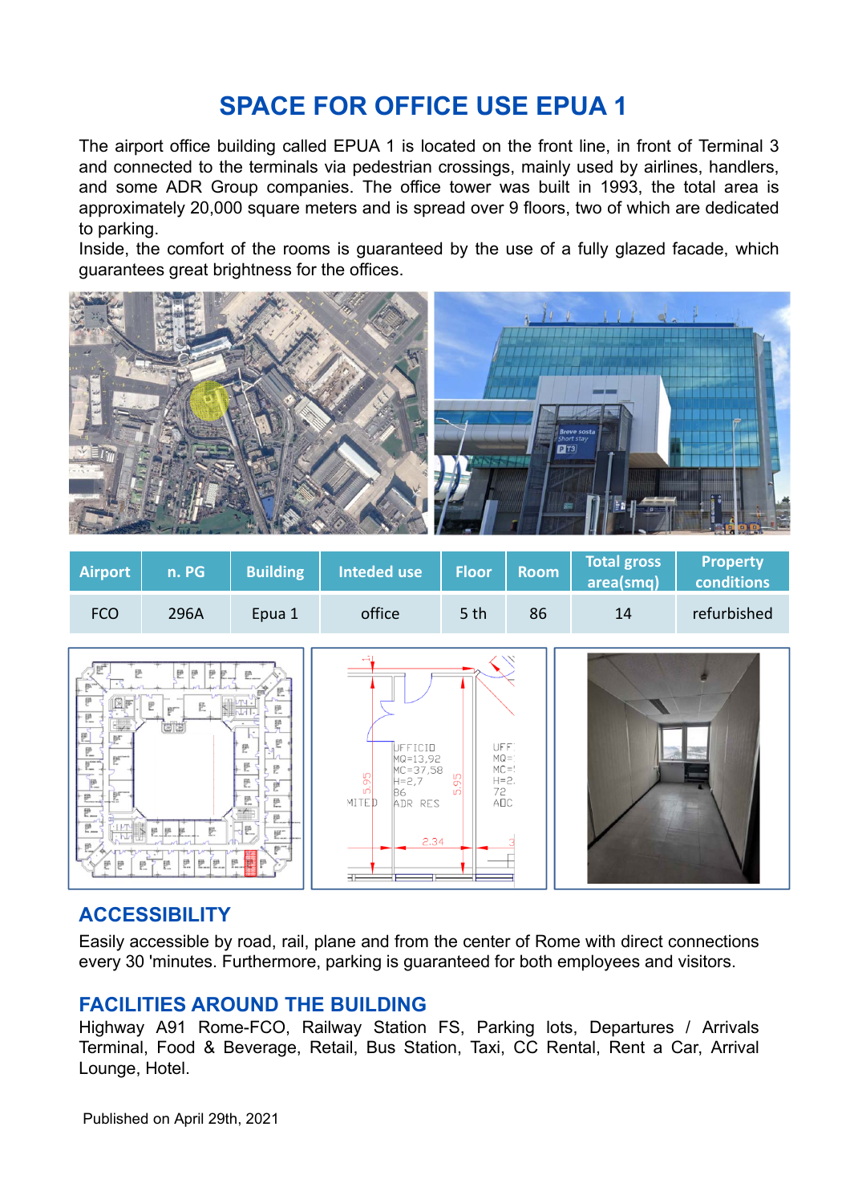# SPACE FOR OFFICE USE EPUA 1

The airport office building called EPUA 1 is located on the front line, in front of Terminal 3 and connected to the terminals via pedestrian crossings, mainly used by airlines, handlers, and some ADR Group companies. The office tower was built in 1993, the total area is approximately 20,000 square meters and is spread over 9 floors, two of which are dedicated to parking.
Inside, the comfort of the rooms is guaranteed by the use of a fully glazed facade, which guarantees great brightness for the offices.

| Airport | n. PG | Building | Inteded use | Floor | Room | Total gross area(smq) | Property conditions |
|---|---|---|---|---|---|---|---|
| FCO | 296A | Epua 1 | office | 5 th | 86 | 14 | refurbished |

## ACCESSIBILITY

Easily accessible by road, rail, plane and from the center of Rome with direct connections every 30 'minutes. Furthermore, parking is guaranteed for both employees and visitors.

## FACILITIES AROUND THE BUILDING

Highway A91 Rome-FCO, Railway Station FS, Parking lots, Departures / Arrivals Terminal, Food & Beverage, Retail, Bus Station, Taxi, CC Rental, Rent a Car, Arrival Lounge, Hotel.

Published on April 29th, 2021